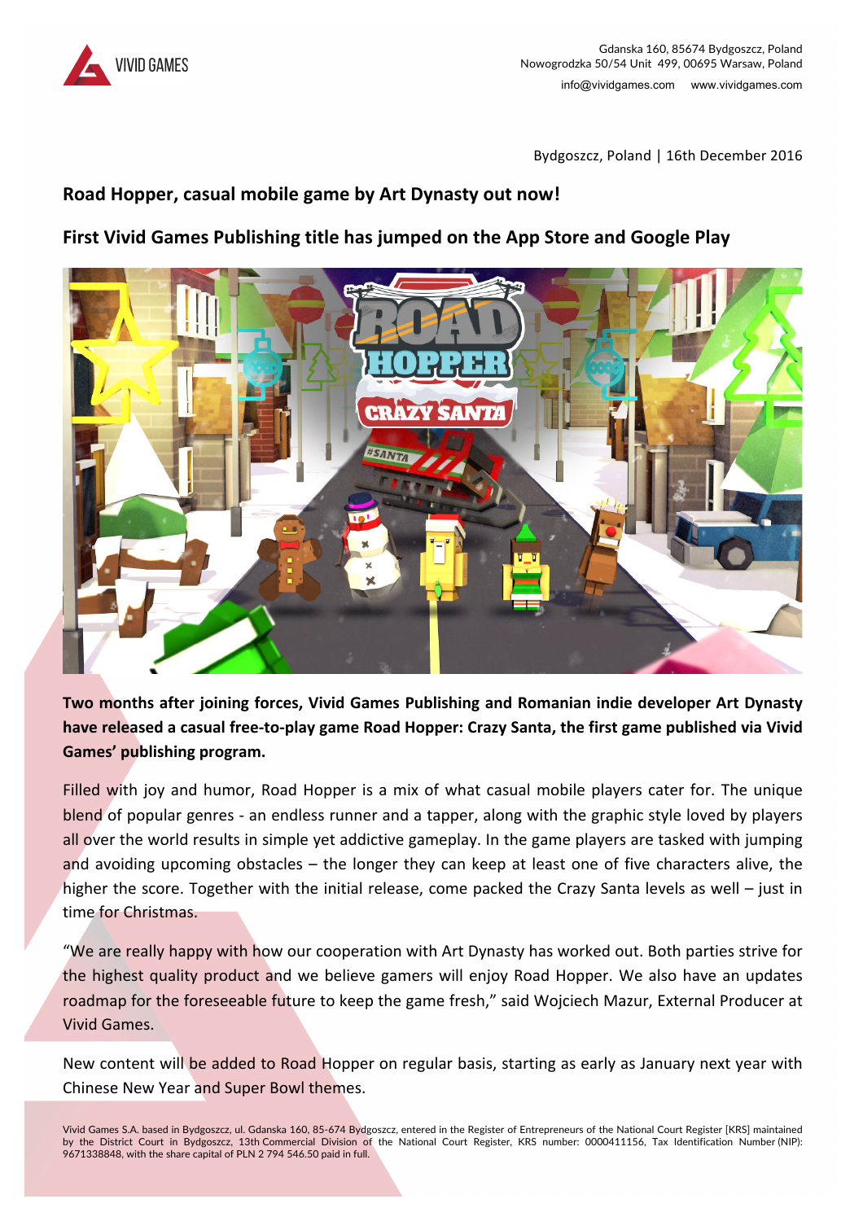VIVID GAMES

Gdanska 160, 85674 Bydgoszcz, Poland
Nowogrodzka 50/54 Unit 499, 00695 Warsaw, Poland
info@vividgames.com www.vividgames.com

Bydgoszcz, Poland | 16th December 2016

## Road Hopper, casual mobile game by Art Dynasty out now!

## First Vivid Games Publishing title has jumped on the App Store and Google Play

**Two months after joining forces, Vivid Games Publishing and Romanian indie developer Art Dynasty have released a casual free-to-play game Road Hopper: Crazy Santa, the first game published via Vivid Games' publishing program.**

Filled with joy and humor, Road Hopper is a mix of what casual mobile players cater for. The unique blend of popular genres - an endless runner and a tapper, along with the graphic style loved by players all over the world results in simple yet addictive gameplay. In the game players are tasked with jumping and avoiding upcoming obstacles – the longer they can keep at least one of five characters alive, the higher the score. Together with the initial release, come packed the Crazy Santa levels as well – just in time for Christmas.

"We are really happy with how our cooperation with Art Dynasty has worked out. Both parties strive for the highest quality product and we believe gamers will enjoy Road Hopper. We also have an updates roadmap for the foreseeable future to keep the game fresh," said Wojciech Mazur, External Producer at Vivid Games.

New content will be added to Road Hopper on regular basis, starting as early as January next year with Chinese New Year and Super Bowl themes.

Vivid Games S.A. based in Bydgoszcz, ul. Gdanska 160, 85-674 Bydgoszcz, entered in the Register of Entrepreneurs of the National Court Register [KRS] maintained by the District Court in Bydgoszcz, 13th Commercial Division of the National Court Register, KRS number: 0000411156, Tax Identification Number (NIP): 9671338848, with the share capital of PLN 2 794 546.50 paid in full.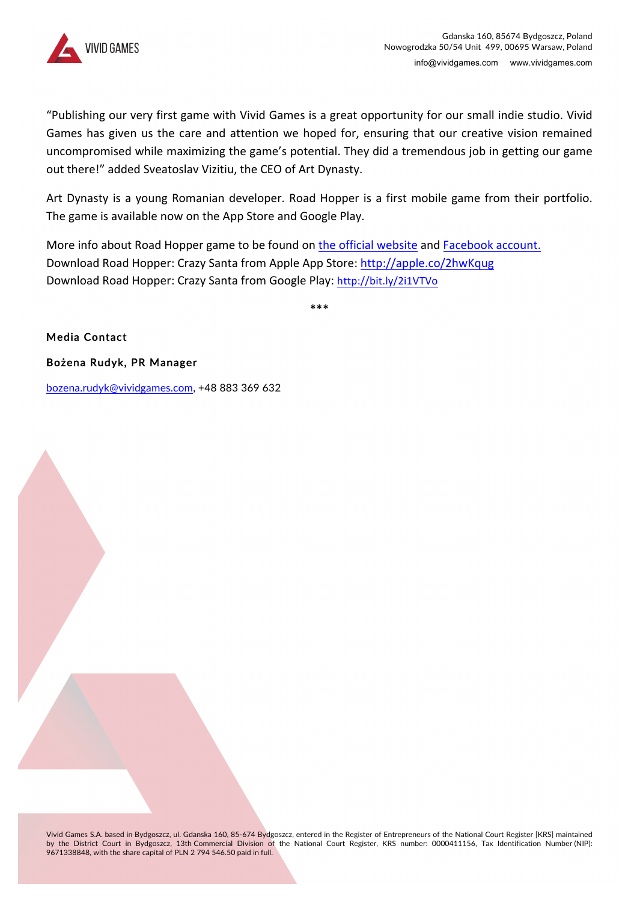"Publishing our very first game with Vivid Games is a great opportunity for our small indie studio. Vivid Games has given us the care and attention we hoped for, ensuring that our creative vision remained uncompromised while maximizing the game's potential. They did a tremendous job in getting our game out there!" added Sveatoslav Vizitiu, the CEO of Art Dynasty.

Art Dynasty is a young Romanian developer. Road Hopper is a first mobile game from their portfolio. The game is available now on the App Store and Google Play.

More info about Road Hopper game to be found on the official website and Facebook account.
Download Road Hopper: Crazy Santa from Apple App Store: http://apple.co/2hwKqug
Download Road Hopper: Crazy Santa from Google Play: http://bit.ly/2i1VTVo

***

**Media Contact**

**Bożena Rudyk, PR Manager**

bozena.rudyk@vividgames.com, +48 883 369 632

Vivid Games S.A. based in Bydgoszcz, ul. Gdanska 160, 85-674 Bydgoszcz, entered in the Register of Entrepreneurs of the National Court Register [KRS] maintained by the District Court in Bydgoszcz, 13th Commercial Division of the National Court Register, KRS number: 0000411156, Tax Identification Number (NIP): 9671338848, with the share capital of PLN 2 794 546.50 paid in full.